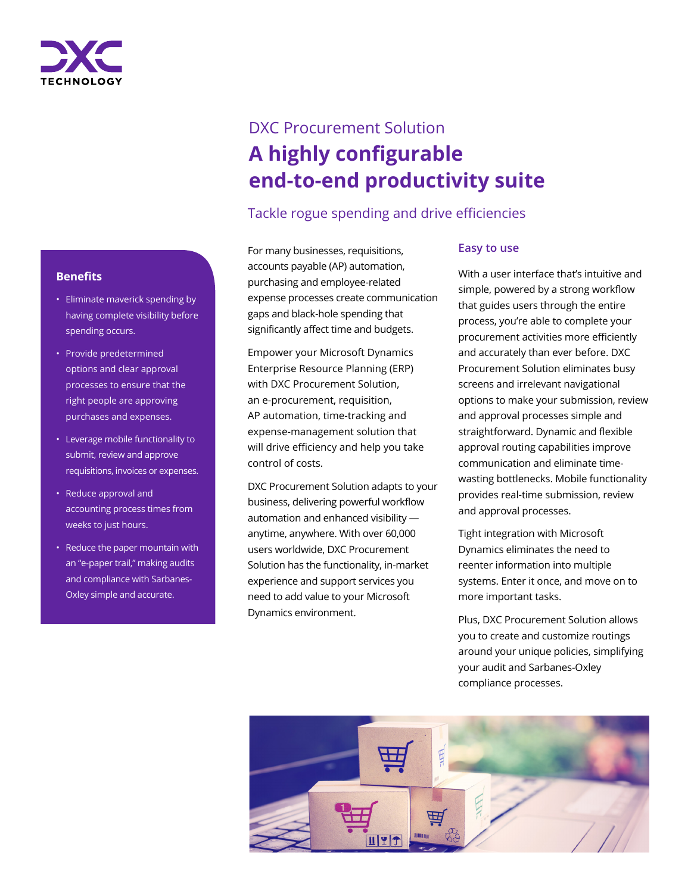DXC Procurement Solution

# A highly configurable end-to-end productivity suite

## Tackle rogue spending and drive efficiencies

For many businesses, requisitions, accounts payable (AP) automation, purchasing and employee-related expense processes create communication gaps and black-hole spending that significantly affect time and budgets.

Empower your Microsoft Dynamics Enterprise Resource Planning (ERP) with DXC Procurement Solution, an e-procurement, requisition, AP automation, time-tracking and expense-management solution that will drive efficiency and help you take control of costs.

DXC Procurement Solution adapts to your business, delivering powerful workflow automation and enhanced visibility — anytime, anywhere. With over 60,000 users worldwide, DXC Procurement Solution has the functionality, in-market experience and support services you need to add value to your Microsoft Dynamics environment.

### Easy to use

With a user interface that's intuitive and simple, powered by a strong workflow that guides users through the entire process, you're able to complete your procurement activities more efficiently and accurately than ever before. DXC Procurement Solution eliminates busy screens and irrelevant navigational options to make your submission, review and approval processes simple and straightforward. Dynamic and flexible approval routing capabilities improve communication and eliminate time-wasting bottlenecks. Mobile functionality provides real-time submission, review and approval processes.

Tight integration with Microsoft Dynamics eliminates the need to reenter information into multiple systems. Enter it once, and move on to more important tasks.

Plus, DXC Procurement Solution allows you to create and customize routings around your unique policies, simplifying your audit and Sarbanes-Oxley compliance processes.

### Benefits

- Eliminate maverick spending by having complete visibility before spending occurs.
- Provide predetermined options and clear approval processes to ensure that the right people are approving purchases and expenses.
- Leverage mobile functionality to submit, review and approve requisitions, invoices or expenses.
- Reduce approval and accounting process times from weeks to just hours.
- Reduce the paper mountain with an "e-paper trail," making audits and compliance with Sarbanes-Oxley simple and accurate.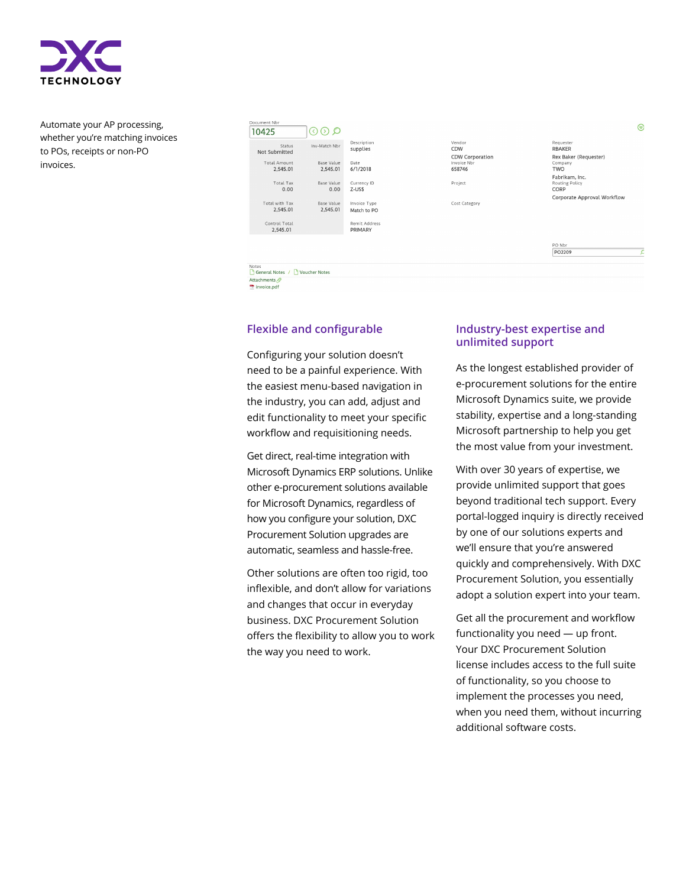Automate your AP processing, whether you're matching invoices to POs, receipts or non-PO invoices.

## Flexible and configurable

Configuring your solution doesn't need to be a painful experience. With the easiest menu-based navigation in the industry, you can add, adjust and edit functionality to meet your specific workflow and requisitioning needs.

Get direct, real-time integration with Microsoft Dynamics ERP solutions. Unlike other e-procurement solutions available for Microsoft Dynamics, regardless of how you configure your solution, DXC Procurement Solution upgrades are automatic, seamless and hassle-free.

Other solutions are often too rigid, too inflexible, and don't allow for variations and changes that occur in everyday business. DXC Procurement Solution offers the flexibility to allow you to work the way you need to work.

## Industry-best expertise and unlimited support

As the longest established provider of e-procurement solutions for the entire Microsoft Dynamics suite, we provide stability, expertise and a long-standing Microsoft partnership to help you get the most value from your investment.

With over 30 years of expertise, we provide unlimited support that goes beyond traditional tech support. Every portal-logged inquiry is directly received by one of our solutions experts and we'll ensure that you're answered quickly and comprehensively. With DXC Procurement Solution, you essentially adopt a solution expert into your team.

Get all the procurement and workflow functionality you need — up front. Your DXC Procurement Solution license includes access to the full suite of functionality, so you choose to implement the processes you need, when you need them, without incurring additional software costs.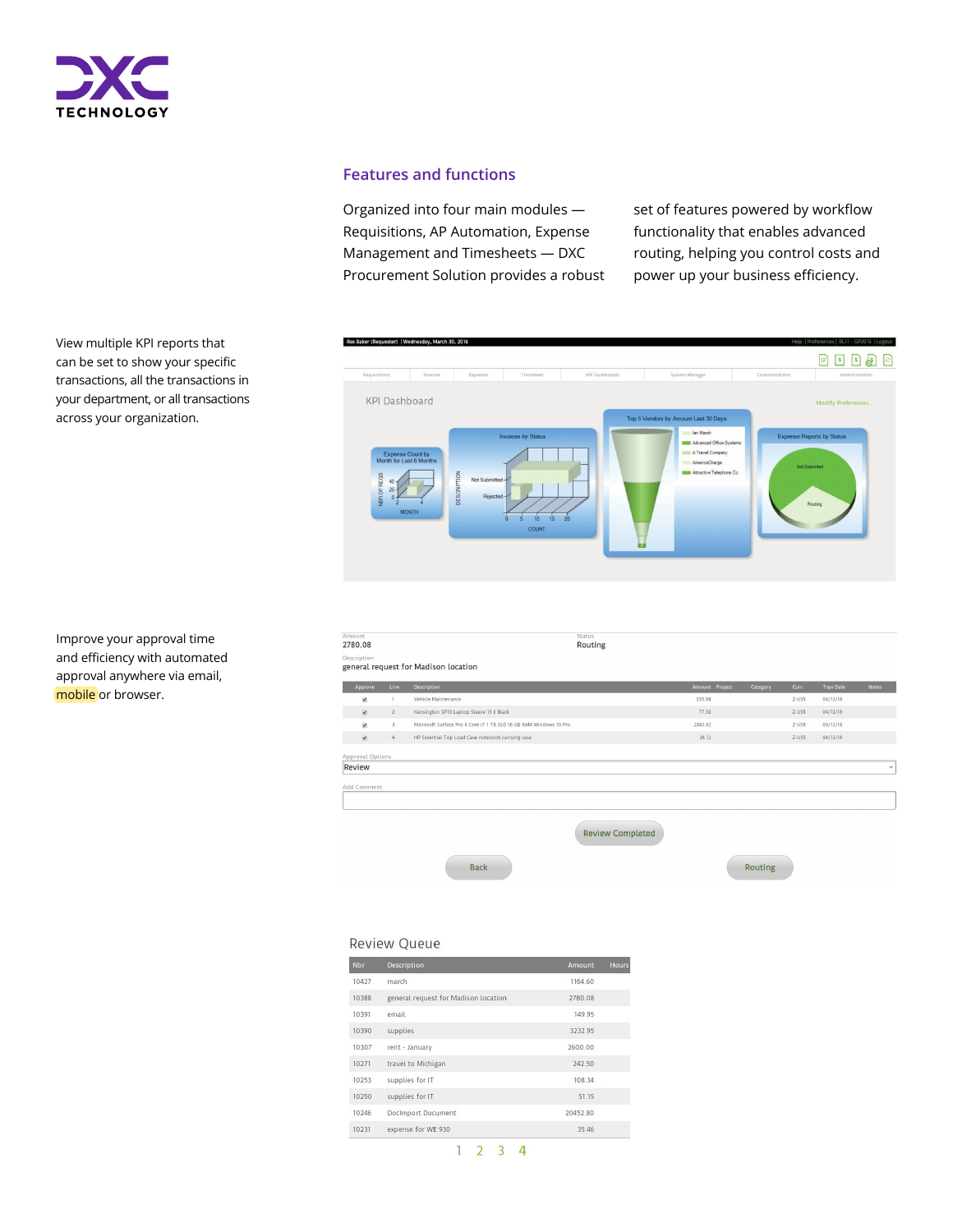## Features and functions

Organized into four main modules — Requisitions, AP Automation, Expense Management and Timesheets — DXC Procurement Solution provides a robust set of features powered by workflow functionality that enables advanced routing, helping you control costs and power up your business efficiency.

View multiple KPI reports that can be set to show your specific transactions, all the transactions in your department, or all transactions across your organization.

Improve your approval time and efficiency with automated approval anywhere via email, mobile or browser.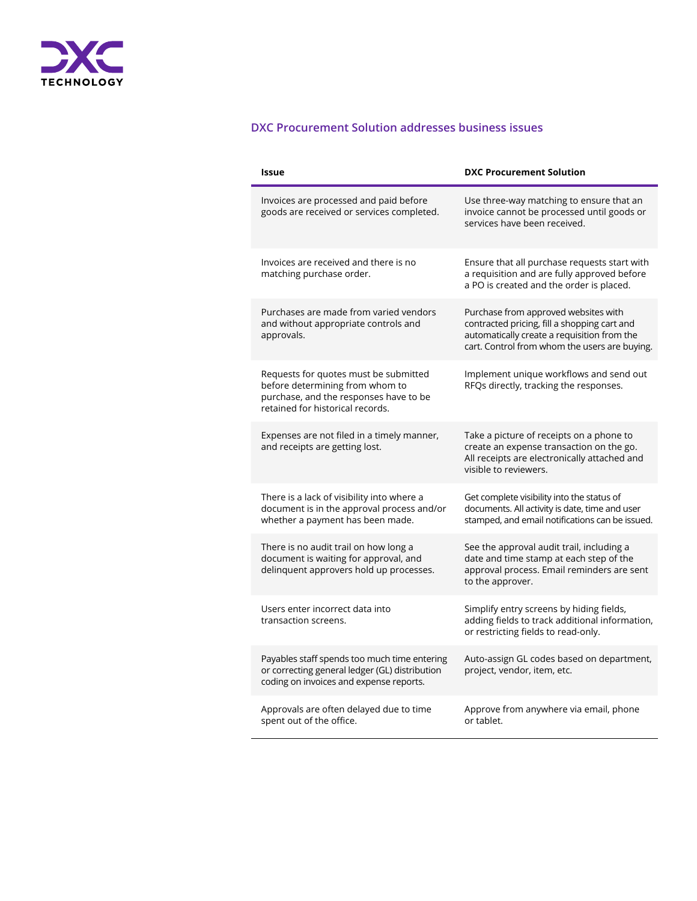## DXC Procurement Solution addresses business issues

| Issue | DXC Procurement Solution |
|---|---|
| Invoices are processed and paid before goods are received or services completed. | Use three-way matching to ensure that an invoice cannot be processed until goods or services have been received. |
| Invoices are received and there is no matching purchase order. | Ensure that all purchase requests start with a requisition and are fully approved before a PO is created and the order is placed. |
| Purchases are made from varied vendors and without appropriate controls and approvals. | Purchase from approved websites with contracted pricing, fill a shopping cart and automatically create a requisition from the cart. Control from whom the users are buying. |
| Requests for quotes must be submitted before determining from whom to purchase, and the responses have to be retained for historical records. | Implement unique workflows and send out RFQs directly, tracking the responses. |
| Expenses are not filed in a timely manner, and receipts are getting lost. | Take a picture of receipts on a phone to create an expense transaction on the go. All receipts are electronically attached and visible to reviewers. |
| There is a lack of visibility into where a document is in the approval process and/or whether a payment has been made. | Get complete visibility into the status of documents. All activity is date, time and user stamped, and email notifications can be issued. |
| There is no audit trail on how long a document is waiting for approval, and delinquent approvers hold up processes. | See the approval audit trail, including a date and time stamp at each step of the approval process. Email reminders are sent to the approver. |
| Users enter incorrect data into transaction screens. | Simplify entry screens by hiding fields, adding fields to track additional information, or restricting fields to read-only. |
| Payables staff spends too much time entering or correcting general ledger (GL) distribution coding on invoices and expense reports. | Auto-assign GL codes based on department, project, vendor, item, etc. |
| Approvals are often delayed due to time spent out of the office. | Approve from anywhere via email, phone or tablet. |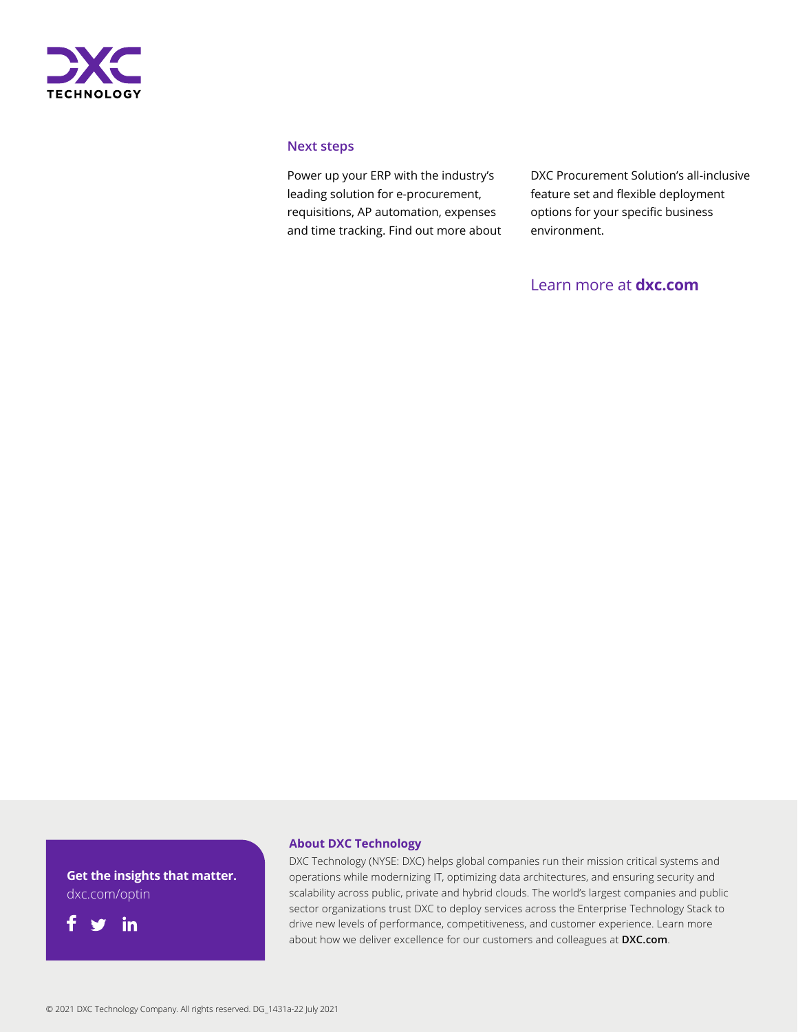## Next steps

Power up your ERP with the industry's leading solution for e-procurement, requisitions, AP automation, expenses and time tracking. Find out more about DXC Procurement Solution's all-inclusive feature set and flexible deployment options for your specific business environment.

Learn more at **dxc.com**

**Get the insights that matter.**
dxc.com/optin

### About DXC Technology

DXC Technology (NYSE: DXC) helps global companies run their mission critical systems and operations while modernizing IT, optimizing data architectures, and ensuring security and scalability across public, private and hybrid clouds. The world's largest companies and public sector organizations trust DXC to deploy services across the Enterprise Technology Stack to drive new levels of performance, competitiveness, and customer experience. Learn more about how we deliver excellence for our customers and colleagues at **DXC.com**.

© 2021 DXC Technology Company. All rights reserved. DG_1431a-22 July 2021